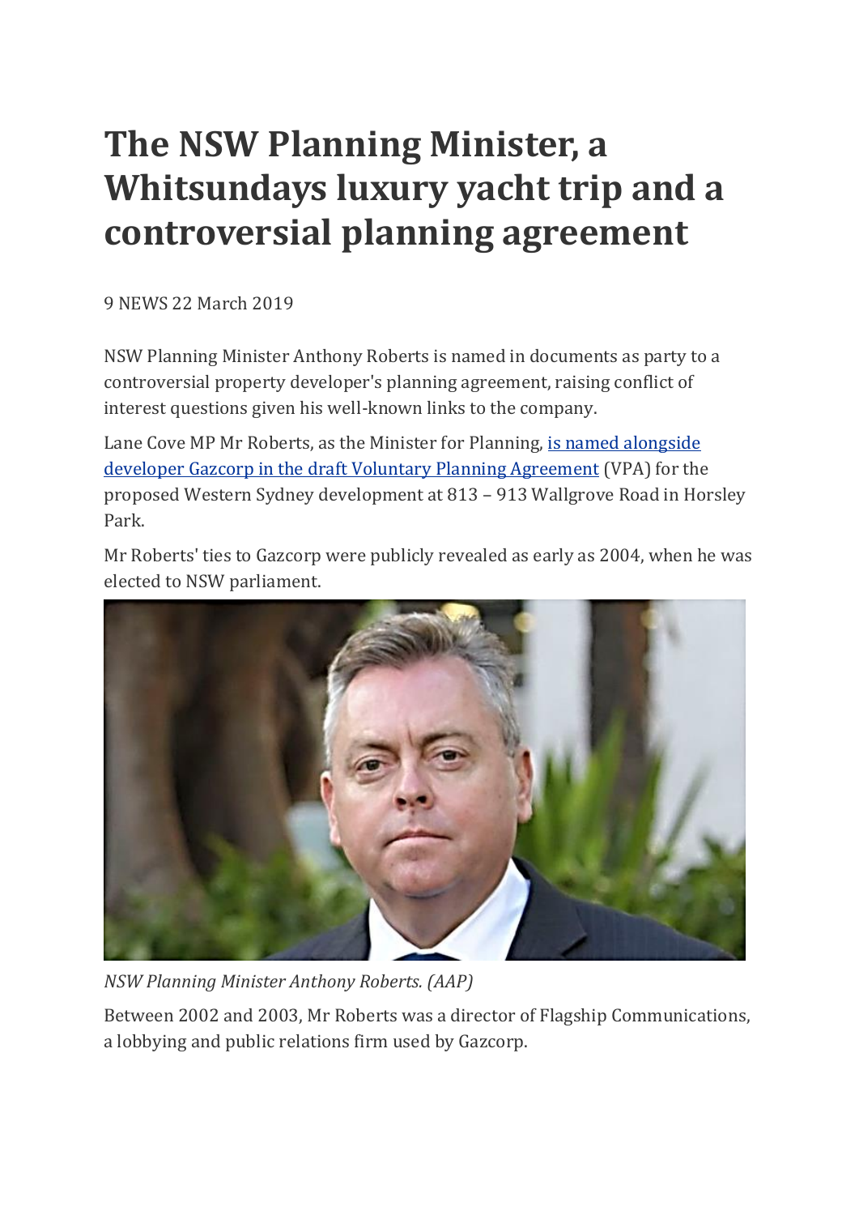# The NSW Planning Minister, a Whitsundays luxury yacht trip and a controversial planning agreement

9 NEWS 22 March 2019

NSW Planning Minister Anthony Roberts is named in documents as party to a controversial property developer's planning agreement, raising conflict of interest questions given his well-known links to the company.

Lane Cove MP Mr Roberts, as the Minister for Planning, [is named alongside developer Gazcorp in the draft Voluntary Planning Agreement]() (VPA) for the proposed Western Sydney development at 813 – 913 Wallgrove Road in Horsley Park.

Mr Roberts' ties to Gazcorp were publicly revealed as early as 2004, when he was elected to NSW parliament.

*NSW Planning Minister Anthony Roberts. (AAP)*

Between 2002 and 2003, Mr Roberts was a director of Flagship Communications, a lobbying and public relations firm used by Gazcorp.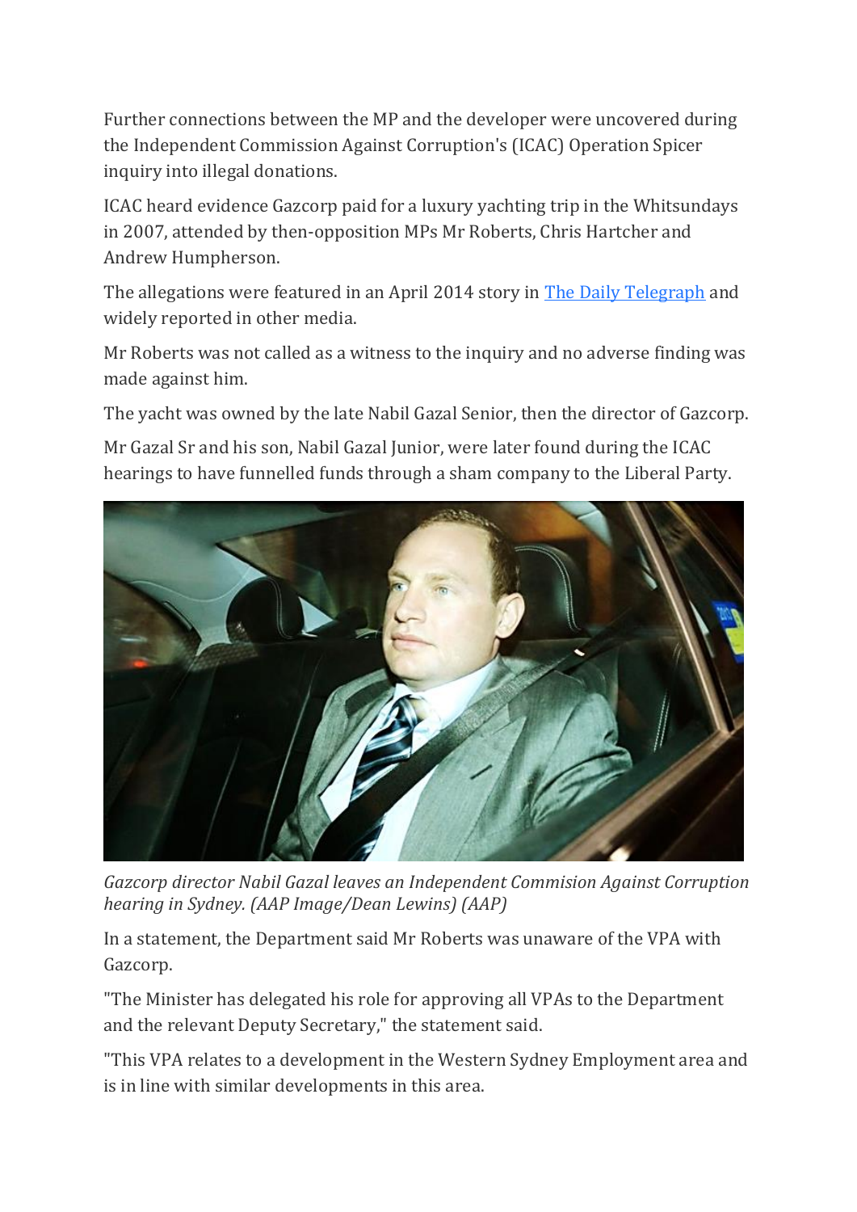Further connections between the MP and the developer were uncovered during the Independent Commission Against Corruption's (ICAC) Operation Spicer inquiry into illegal donations.

ICAC heard evidence Gazcorp paid for a luxury yachting trip in the Whitsundays in 2007, attended by then-opposition MPs Mr Roberts, Chris Hartcher and Andrew Humpherson.

The allegations were featured in an April 2014 story in [The Daily Telegraph](#) and widely reported in other media.

Mr Roberts was not called as a witness to the inquiry and no adverse finding was made against him.

The yacht was owned by the late Nabil Gazal Senior, then the director of Gazcorp.

Mr Gazal Sr and his son, Nabil Gazal Junior, were later found during the ICAC hearings to have funnelled funds through a sham company to the Liberal Party.

*Gazcorp director Nabil Gazal leaves an Independent Commision Against Corruption hearing in Sydney. (AAP Image/Dean Lewins) (AAP)*

In a statement, the Department said Mr Roberts was unaware of the VPA with Gazcorp.

"The Minister has delegated his role for approving all VPAs to the Department and the relevant Deputy Secretary," the statement said.

"This VPA relates to a development in the Western Sydney Employment area and is in line with similar developments in this area.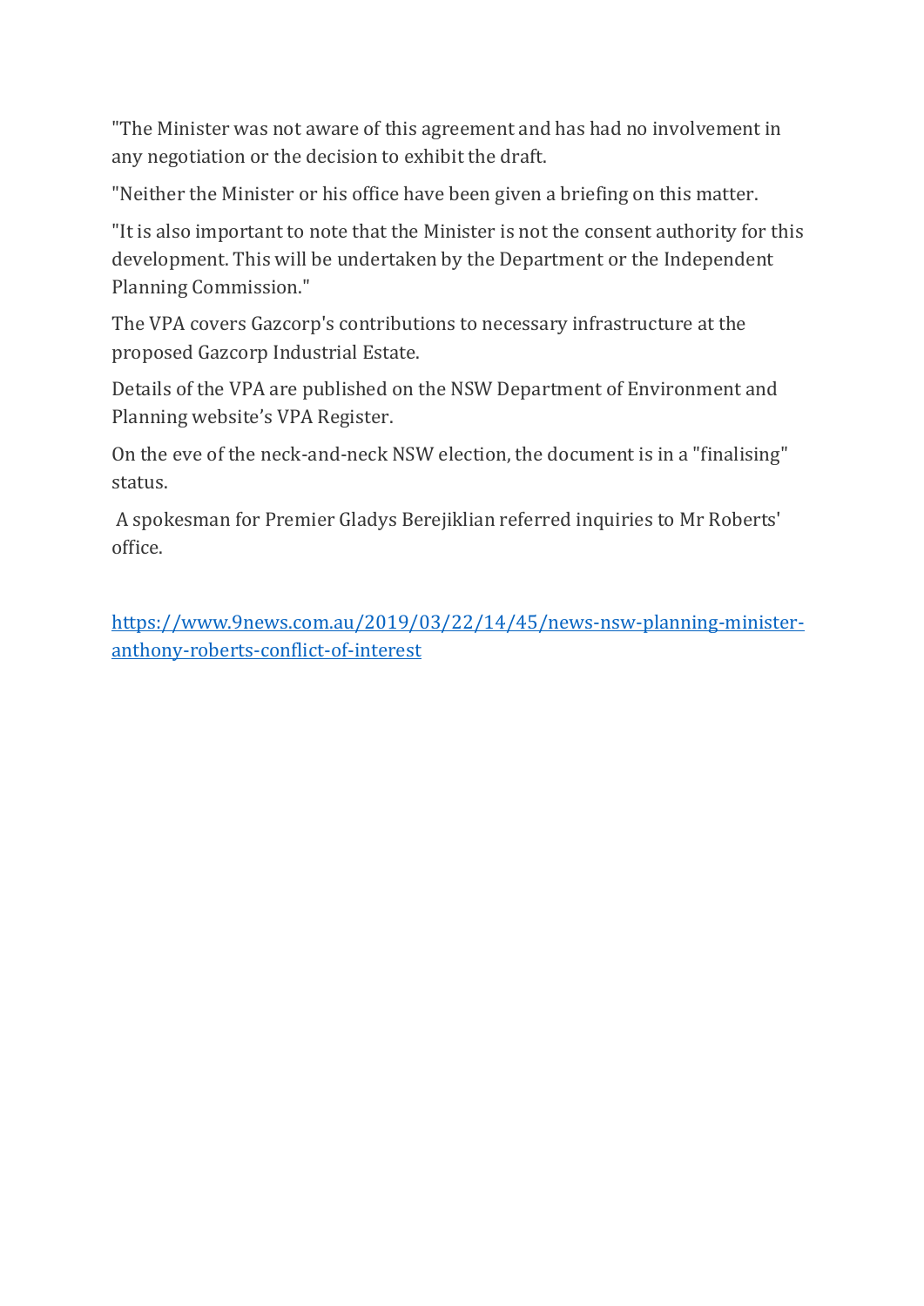"The Minister was not aware of this agreement and has had no involvement in any negotiation or the decision to exhibit the draft.

"Neither the Minister or his office have been given a briefing on this matter.

"It is also important to note that the Minister is not the consent authority for this development. This will be undertaken by the Department or the Independent Planning Commission."

The VPA covers Gazcorp's contributions to necessary infrastructure at the proposed Gazcorp Industrial Estate.

Details of the VPA are published on the NSW Department of Environment and Planning website's VPA Register.

On the eve of the neck-and-neck NSW election, the document is in a "finalising" status.

A spokesman for Premier Gladys Berejiklian referred inquiries to Mr Roberts' office.

https://www.9news.com.au/2019/03/22/14/45/news-nsw-planning-minister-anthony-roberts-conflict-of-interest